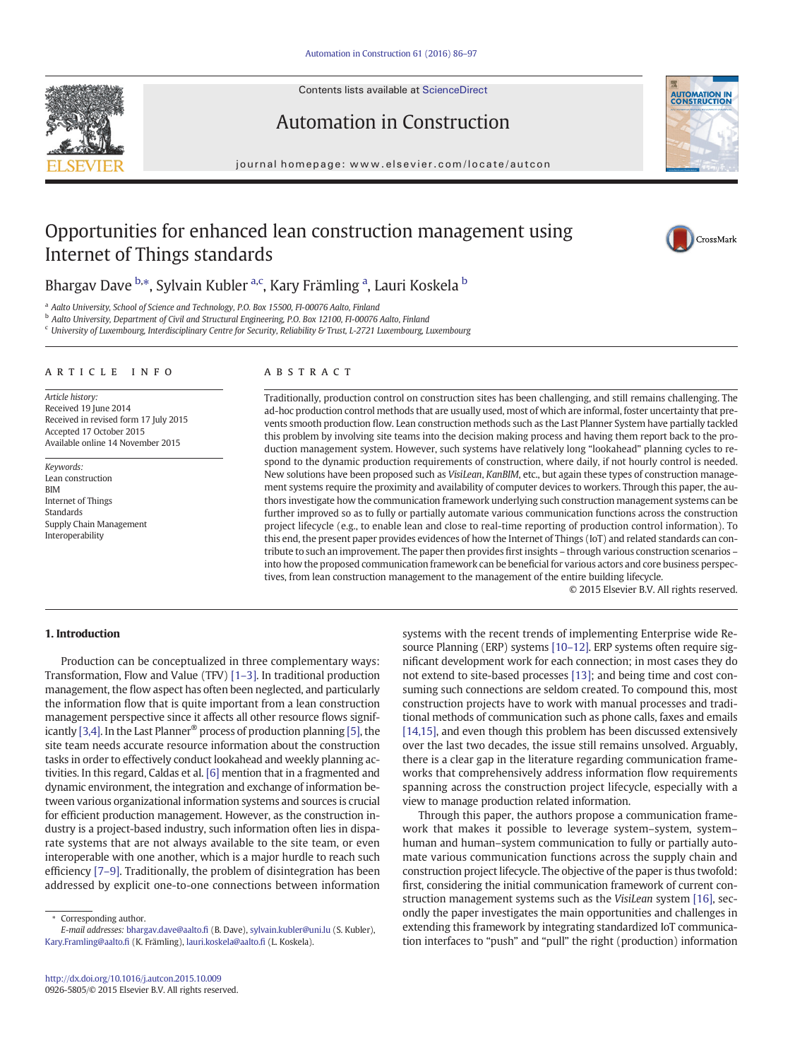# Opportunities for enhanced lean construction management using Internet of Things standards

Bhargav Dave [b,*], Sylvain Kubler [a,c], Kary Främling [a], Lauri Koskela [b]

[a] Aalto University, School of Science and Technology, P.O. Box 15500, FI-00076 Aalto, Finland
[b] Aalto University, Department of Civil and Structural Engineering, P.O. Box 12100, FI-00076 Aalto, Finland
[c] University of Luxembourg, Interdisciplinary Centre for Security, Reliability & Trust, L-2721 Luxembourg, Luxembourg

## ARTICLE INFO

*Article history:*
Received 19 June 2014
Received in revised form 17 July 2015
Accepted 17 October 2015
Available online 14 November 2015

*Keywords:*
Lean construction
BIM
Internet of Things
Standards
Supply Chain Management
Interoperability

## ABSTRACT

Traditionally, production control on construction sites has been challenging, and still remains challenging. The ad-hoc production control methods that are usually used, most of which are informal, foster uncertainty that prevents smooth production flow. Lean construction methods such as the Last Planner System have partially tackled this problem by involving site teams into the decision making process and having them report back to the production management system. However, such systems have relatively long "lookahead" planning cycles to respond to the dynamic production requirements of construction, where daily, if not hourly control is needed. New solutions have been proposed such as *VisiLean*, *KanBIM*, etc., but again these types of construction management systems require the proximity and availability of computer devices to workers. Through this paper, the authors investigate how the communication framework underlying such construction management systems can be further improved so as to fully or partially automate various communication functions across the construction project lifecycle (e.g., to enable lean and close to real-time reporting of production control information). To this end, the present paper provides evidences of how the Internet of Things (IoT) and related standards can contribute to such an improvement. The paper then provides first insights – through various construction scenarios – into how the proposed communication framework can be beneficial for various actors and core business perspectives, from lean construction management to the management of the entire building lifecycle.

© 2015 Elsevier B.V. All rights reserved.

## 1. Introduction

Production can be conceptualized in three complementary ways: Transformation, Flow and Value (TFV) [1–3]. In traditional production management, the flow aspect has often been neglected, and particularly the information flow that is quite important from a lean construction management perspective since it affects all other resource flows significantly [3,4]. In the Last Planner® process of production planning [5], the site team needs accurate resource information about the construction tasks in order to effectively conduct lookahead and weekly planning activities. In this regard, Caldas et al. [6] mention that in a fragmented and dynamic environment, the integration and exchange of information between various organizational information systems and sources is crucial for efficient production management. However, as the construction industry is a project-based industry, such information often lies in disparate systems that are not always available to the site team, or even interoperable with one another, which is a major hurdle to reach such efficiency [7–9]. Traditionally, the problem of disintegration has been addressed by explicit one-to-one connections between information systems with the recent trends of implementing Enterprise wide Resource Planning (ERP) systems [10–12]. ERP systems often require significant development work for each connection; in most cases they do not extend to site-based processes [13]; and being time and cost consuming such connections are seldom created. To compound this, most construction projects have to work with manual processes and traditional methods of communication such as phone calls, faxes and emails [14,15], and even though this problem has been discussed extensively over the last two decades, the issue still remains unsolved. Arguably, there is a clear gap in the literature regarding communication frameworks that comprehensively address information flow requirements spanning across the construction project lifecycle, especially with a view to manage production related information.

Through this paper, the authors propose a communication framework that makes it possible to leverage system–system, system–human and human–system communication to fully or partially automate various communication functions across the supply chain and construction project lifecycle. The objective of the paper is thus twofold: first, considering the initial communication framework of current construction management systems such as the *VisiLean* system [16], secondly the paper investigates the main opportunities and challenges in extending this framework by integrating standardized IoT communication interfaces to "push" and "pull" the right (production) information

* Corresponding author.
*E-mail addresses:* bhargav.dave@aalto.fi (B. Dave), sylvain.kubler@uni.lu (S. Kubler), Kary.Framling@aalto.fi (K. Främling), lauri.koskela@aalto.fi (L. Koskela).

http://dx.doi.org/10.1016/j.autcon.2015.10.009
0926-5805/© 2015 Elsevier B.V. All rights reserved.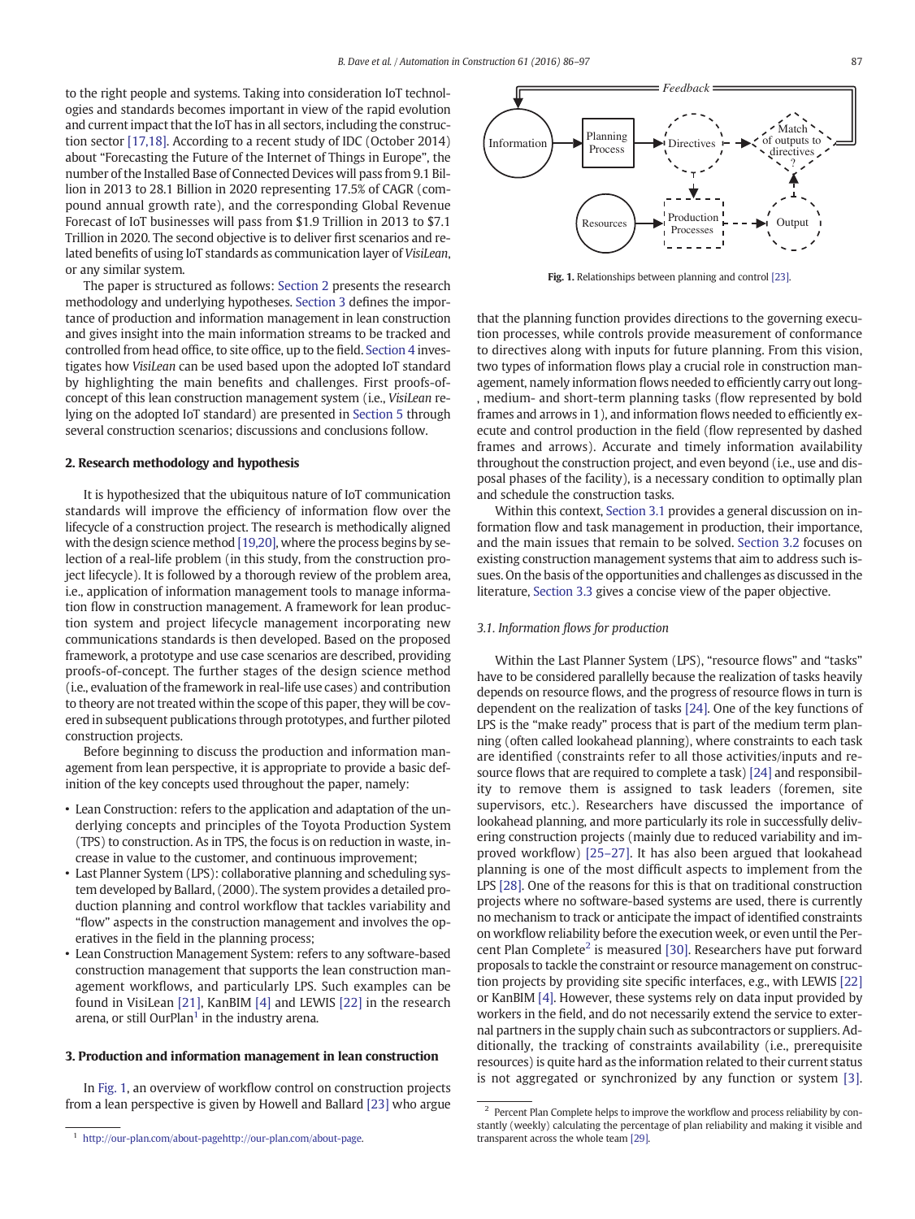to the right people and systems. Taking into consideration IoT technologies and standards becomes important in view of the rapid evolution and current impact that the IoT has in all sectors, including the construction sector [17,18]. According to a recent study of IDC (October 2014) about "Forecasting the Future of the Internet of Things in Europe", the number of the Installed Base of Connected Devices will pass from 9.1 Billion in 2013 to 28.1 Billion in 2020 representing 17.5% of CAGR (compound annual growth rate), and the corresponding Global Revenue Forecast of IoT businesses will pass from $1.9 Trillion in 2013 to $7.1 Trillion in 2020. The second objective is to deliver first scenarios and related benefits of using IoT standards as communication layer of *VisiLean*, or any similar system.

The paper is structured as follows: Section 2 presents the research methodology and underlying hypotheses. Section 3 defines the importance of production and information management in lean construction and gives insight into the main information streams to be tracked and controlled from head office, to site office, up to the field. Section 4 investigates how *VisiLean* can be used based upon the adopted IoT standard by highlighting the main benefits and challenges. First proofs-of-concept of this lean construction management system (i.e., *VisiLean* relying on the adopted IoT standard) are presented in Section 5 through several construction scenarios; discussions and conclusions follow.

## 2. Research methodology and hypothesis

It is hypothesized that the ubiquitous nature of IoT communication standards will improve the efficiency of information flow over the lifecycle of a construction project. The research is methodically aligned with the design science method [19,20], where the process begins by selection of a real-life problem (in this study, from the construction project lifecycle). It is followed by a thorough review of the problem area, i.e., application of information management tools to manage information flow in construction management. A framework for lean production system and project lifecycle management incorporating new communications standards is then developed. Based on the proposed framework, a prototype and use case scenarios are described, providing proofs-of-concept. The further stages of the design science method (i.e., evaluation of the framework in real-life use cases) and contribution to theory are not treated within the scope of this paper, they will be covered in subsequent publications through prototypes, and further piloted construction projects.

Before beginning to discuss the production and information management from lean perspective, it is appropriate to provide a basic definition of the key concepts used throughout the paper, namely:

- Lean Construction: refers to the application and adaptation of the underlying concepts and principles of the Toyota Production System (TPS) to construction. As in TPS, the focus is on reduction in waste, increase in value to the customer, and continuous improvement;
- Last Planner System (LPS): collaborative planning and scheduling system developed by Ballard, (2000). The system provides a detailed production planning and control workflow that tackles variability and "flow" aspects in the construction management and involves the operatives in the field in the planning process;
- Lean Construction Management System: refers to any software-based construction management that supports the lean construction management workflows, and particularly LPS. Such examples can be found in VisiLean [21], KanBIM [4] and LEWIS [22] in the research arena, or still OurPlan[1] in the industry arena.

## 3. Production and information management in lean construction

In Fig. 1, an overview of workflow control on construction projects from a lean perspective is given by Howell and Ballard [23] who argue that the planning function provides directions to the governing execution processes, while controls provide measurement of conformance to directives along with inputs for future planning. From this vision, two types of information flows play a crucial role in construction management, namely information flows needed to efficiently carry out long-, medium- and short-term planning tasks (flow represented by bold frames and arrows in 1), and information flows needed to efficiently execute and control production in the field (flow represented by dashed frames and arrows). Accurate and timely information availability throughout the construction project, and even beyond (i.e., use and disposal phases of the facility), is a necessary condition to optimally plan and schedule the construction tasks.

**Fig. 1.** Relationships between planning and control [23].

Within this context, Section 3.1 provides a general discussion on information flow and task management in production, their importance, and the main issues that remain to be solved. Section 3.2 focuses on existing construction management systems that aim to address such issues. On the basis of the opportunities and challenges as discussed in the literature, Section 3.3 gives a concise view of the paper objective.

### 3.1. Information flows for production

Within the Last Planner System (LPS), "resource flows" and "tasks" have to be considered parallelly because the realization of tasks heavily depends on resource flows, and the progress of resource flows in turn is dependent on the realization of tasks [24]. One of the key functions of LPS is the "make ready" process that is part of the medium term planning (often called lookahead planning), where constraints to each task are identified (constraints refer to all those activities/inputs and resource flows that are required to complete a task) [24] and responsibility to remove them is assigned to task leaders (foremen, site supervisors, etc.). Researchers have discussed the importance of lookahead planning, and more particularly its role in successfully delivering construction projects (mainly due to reduced variability and improved workflow) [25–27]. It has also been argued that lookahead planning is one of the most difficult aspects to implement from the LPS [28]. One of the reasons for this is that on traditional construction projects where no software-based systems are used, there is currently no mechanism to track or anticipate the impact of identified constraints on workflow reliability before the execution week, or even until the Percent Plan Complete[2] is measured [30]. Researchers have put forward proposals to tackle the constraint or resource management on construction projects by providing site specific interfaces, e.g., with LEWIS [22] or KanBIM [4]. However, these systems rely on data input provided by workers in the field, and do not necessarily extend the service to external partners in the supply chain such as subcontractors or suppliers. Additionally, the tracking of constraints availability (i.e., prerequisite resources) is quite hard as the information related to their current status is not aggregated or synchronized by any function or system [3].

[1] http://our-plan.com/about-pagehttp://our-plan.com/about-page.

[2] Percent Plan Complete helps to improve the workflow and process reliability by constantly (weekly) calculating the percentage of plan reliability and making it visible and transparent across the whole team [29].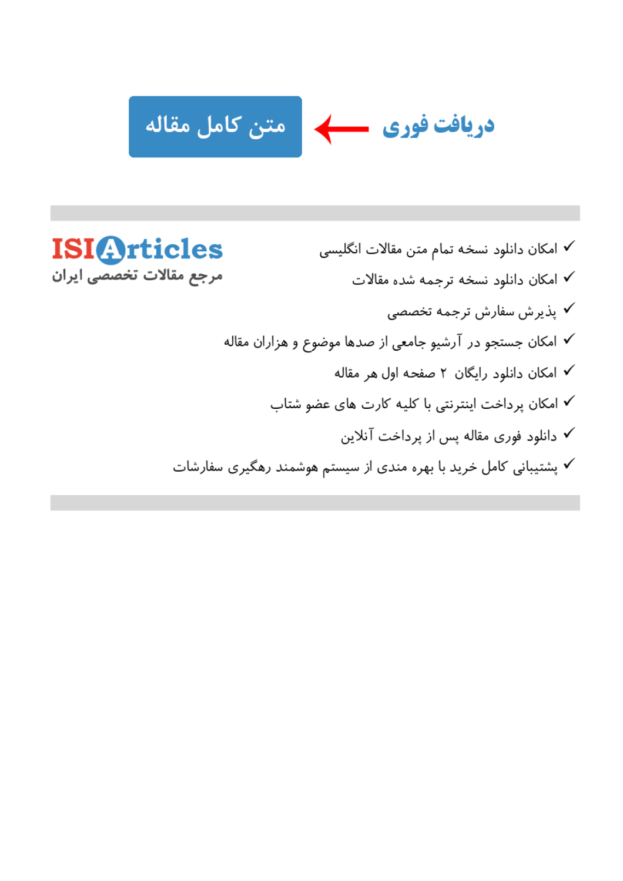دریافت فوری ← **متن کامل مقاله**

**ISIArticles**
مرجع مقالات تخصصی ایران

- ✓ امکان دانلود نسخه تمام متن مقالات انگلیسی
- ✓ امکان دانلود نسخه ترجمه شده مقالات
- ✓ پذیرش سفارش ترجمه تخصصی
- ✓ امکان جستجو در آرشیو جامعی از صدها موضوع و هزاران مقاله
- ✓ امکان دانلود رایگان ۲ صفحه اول هر مقاله
- ✓ امکان پرداخت اینترنتی با کلیه کارت های عضو شتاب
- ✓ دانلود فوری مقاله پس از پرداخت آنلاین
- ✓ پشتیبانی کامل خرید با بهره مندی از سیستم هوشمند رهگیری سفارشات